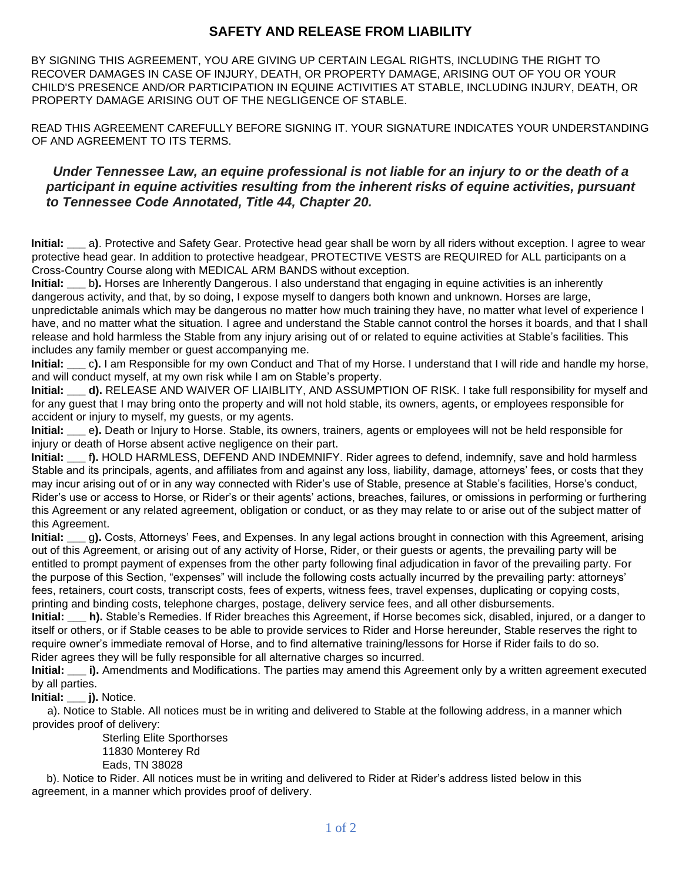# SAFETY AND RELEASE FROM LIABILITY

BY SIGNING THIS AGREEMENT, YOU ARE GIVING UP CERTAIN LEGAL RIGHTS, INCLUDING THE RIGHT TO RECOVER DAMAGES IN CASE OF INJURY, DEATH, OR PROPERTY DAMAGE, ARISING OUT OF YOU OR YOUR CHILD'S PRESENCE AND/OR PARTICIPATION IN EQUINE ACTIVITIES AT STABLE, INCLUDING INJURY, DEATH, OR PROPERTY DAMAGE ARISING OUT OF THE NEGLIGENCE OF STABLE.

READ THIS AGREEMENT CAREFULLY BEFORE SIGNING IT. YOUR SIGNATURE INDICATES YOUR UNDERSTANDING OF AND AGREEMENT TO ITS TERMS.

***Under Tennessee Law, an equine professional is not liable for an injury to or the death of a participant in equine activities resulting from the inherent risks of equine activities, pursuant to Tennessee Code Annotated, Title 44, Chapter 20.***

**Initial:** ___ a**)**. Protective and Safety Gear. Protective head gear shall be worn by all riders without exception. I agree to wear protective head gear. In addition to protective headgear, PROTECTIVE VESTS are REQUIRED for ALL participants on a Cross-Country Course along with MEDICAL ARM BANDS without exception.

**Initial:** ___ b**).** Horses are Inherently Dangerous. I also understand that engaging in equine activities is an inherently dangerous activity, and that, by so doing, I expose myself to dangers both known and unknown. Horses are large, unpredictable animals which may be dangerous no matter how much training they have, no matter what level of experience I have, and no matter what the situation. I agree and understand the Stable cannot control the horses it boards, and that I shall release and hold harmless the Stable from any injury arising out of or related to equine activities at Stable's facilities. This includes any family member or guest accompanying me.

**Initial:** ___ c**).** I am Responsible for my own Conduct and That of my Horse. I understand that I will ride and handle my horse, and will conduct myself, at my own risk while I am on Stable's property.

**Initial:** ___ **d).** RELEASE AND WAIVER OF LIAIBLITY, AND ASSUMPTION OF RISK. I take full responsibility for myself and for any guest that I may bring onto the property and will not hold stable, its owners, agents, or employees responsible for accident or injury to myself, my guests, or my agents.

**Initial:** ___ e**).** Death or Injury to Horse. Stable, its owners, trainers, agents or employees will not be held responsible for injury or death of Horse absent active negligence on their part.

**Initial:** ___ f**).** HOLD HARMLESS, DEFEND AND INDEMNIFY. Rider agrees to defend, indemnify, save and hold harmless Stable and its principals, agents, and affiliates from and against any loss, liability, damage, attorneys' fees, or costs that they may incur arising out of or in any way connected with Rider's use of Stable, presence at Stable's facilities, Horse's conduct, Rider's use or access to Horse, or Rider's or their agents' actions, breaches, failures, or omissions in performing or furthering this Agreement or any related agreement, obligation or conduct, or as they may relate to or arise out of the subject matter of this Agreement.

**Initial:** ___ g**).** Costs, Attorneys' Fees, and Expenses. In any legal actions brought in connection with this Agreement, arising out of this Agreement, or arising out of any activity of Horse, Rider, or their guests or agents, the prevailing party will be entitled to prompt payment of expenses from the other party following final adjudication in favor of the prevailing party. For the purpose of this Section, "expenses" will include the following costs actually incurred by the prevailing party: attorneys' fees, retainers, court costs, transcript costs, fees of experts, witness fees, travel expenses, duplicating or copying costs, printing and binding costs, telephone charges, postage, delivery service fees, and all other disbursements.

**Initial:** ___ **h).** Stable's Remedies. If Rider breaches this Agreement, if Horse becomes sick, disabled, injured, or a danger to itself or others, or if Stable ceases to be able to provide services to Rider and Horse hereunder, Stable reserves the right to require owner's immediate removal of Horse, and to find alternative training/lessons for Horse if Rider fails to do so. Rider agrees they will be fully responsible for all alternative charges so incurred.

**Initial:** ___ **i).** Amendments and Modifications. The parties may amend this Agreement only by a written agreement executed by all parties.

**Initial:** ___ **j).** Notice.

a). Notice to Stable. All notices must be in writing and delivered to Stable at the following address, in a manner which provides proof of delivery:

Sterling Elite Sporthorses
11830 Monterey Rd
Eads, TN 38028

b). Notice to Rider. All notices must be in writing and delivered to Rider at Rider's address listed below in this agreement, in a manner which provides proof of delivery.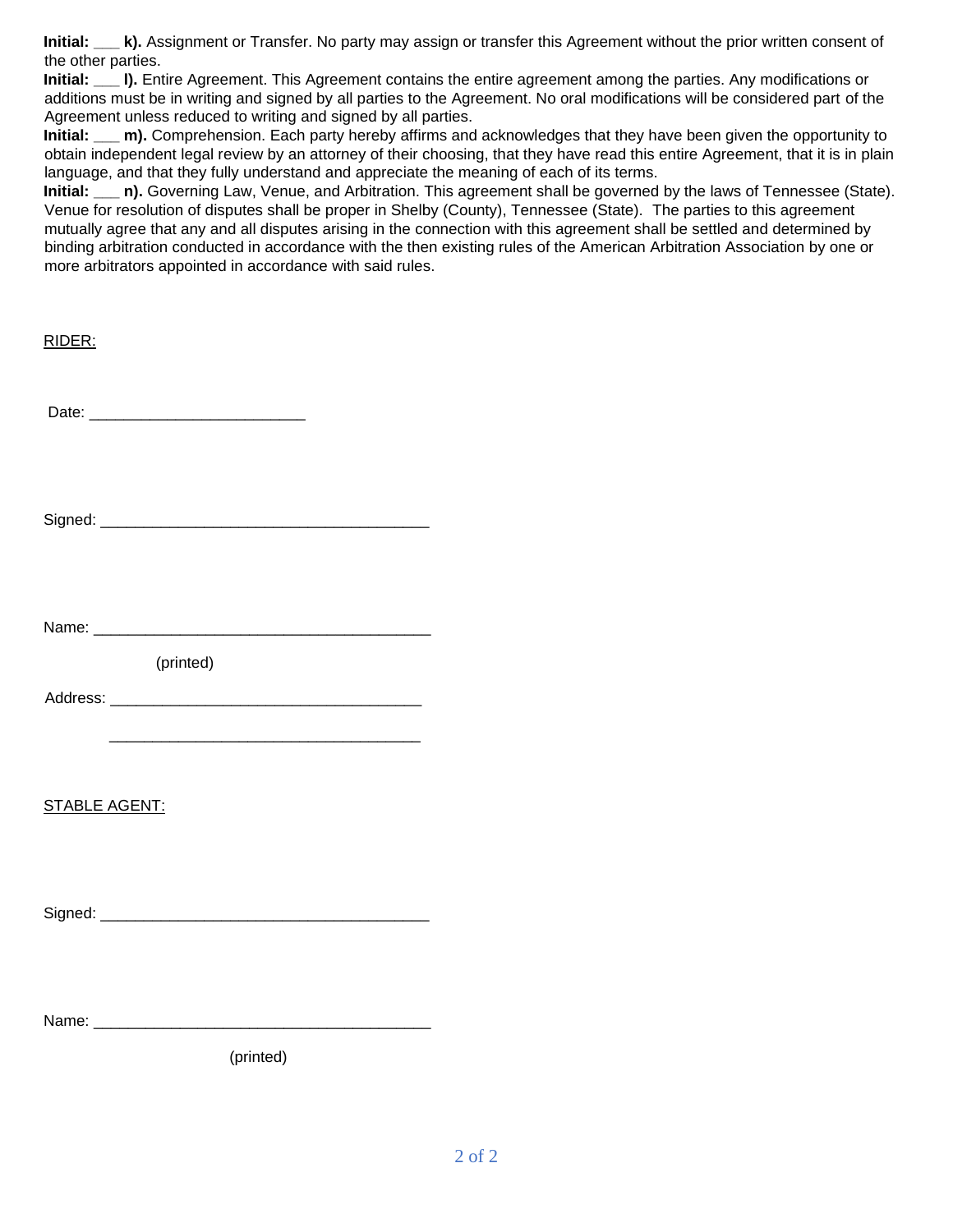**Initial:** ___ **k).** Assignment or Transfer. No party may assign or transfer this Agreement without the prior written consent of the other parties.

**Initial:** ___ **l).** Entire Agreement. This Agreement contains the entire agreement among the parties. Any modifications or additions must be in writing and signed by all parties to the Agreement. No oral modifications will be considered part of the Agreement unless reduced to writing and signed by all parties.

**Initial:** ___ **m).** Comprehension. Each party hereby affirms and acknowledges that they have been given the opportunity to obtain independent legal review by an attorney of their choosing, that they have read this entire Agreement, that it is in plain language, and that they fully understand and appreciate the meaning of each of its terms.

**Initial:** ___ **n).** Governing Law, Venue, and Arbitration. This agreement shall be governed by the laws of Tennessee (State). Venue for resolution of disputes shall be proper in Shelby (County), Tennessee (State). The parties to this agreement mutually agree that any and all disputes arising in the connection with this agreement shall be settled and determined by binding arbitration conducted in accordance with the then existing rules of the American Arbitration Association by one or more arbitrators appointed in accordance with said rules.

RIDER:

Date: _________________________

Signed: ______________________________________

Name: _______________________________________

(printed)

Address: ____________________________________

____________________________________

STABLE AGENT:

Signed: ______________________________________

Name: _______________________________________

(printed)